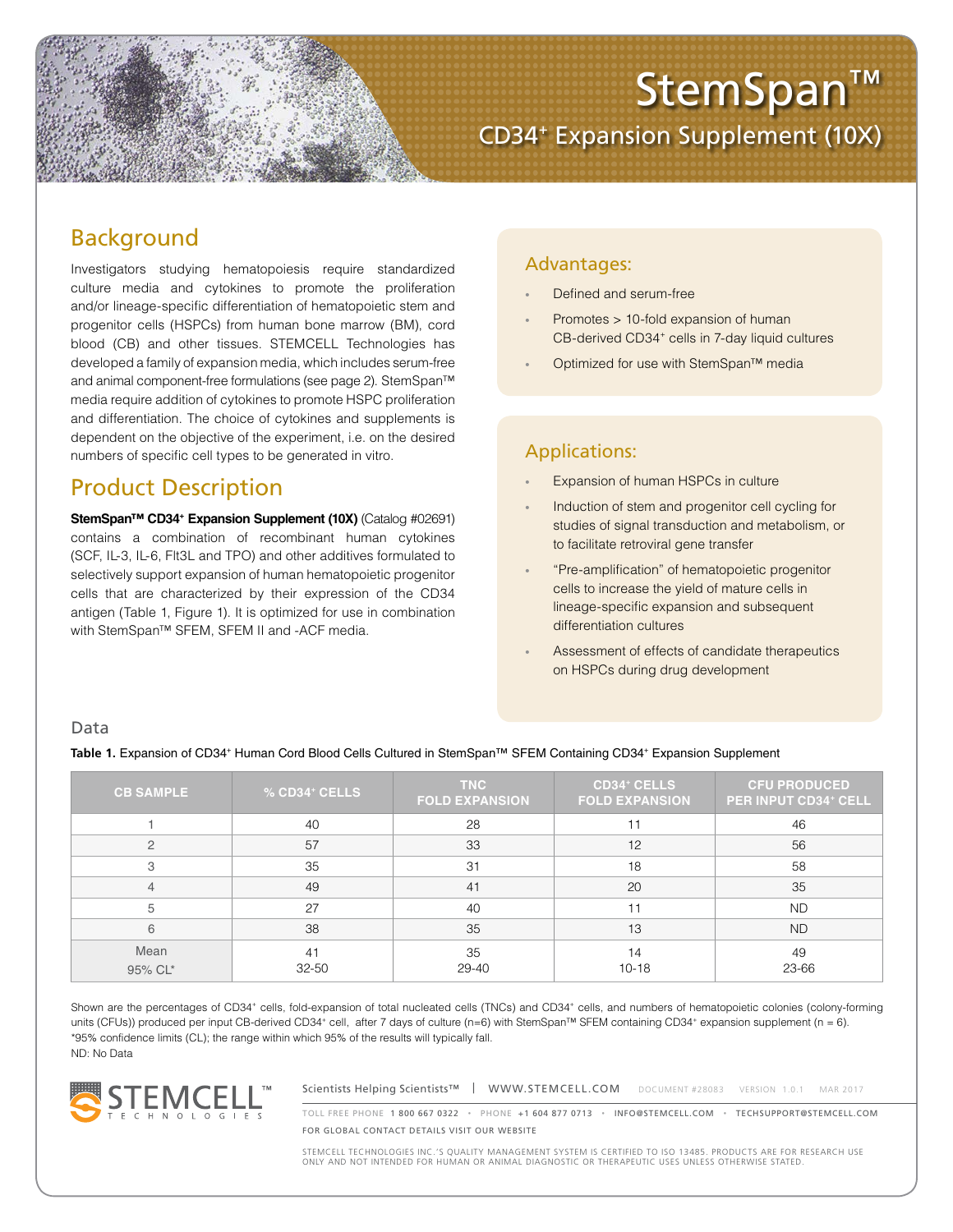# StemSpan™

## CD34$^{+}$ Expansion Supplement (10X)

## Background

Investigators studying hematopoiesis require standardized culture media and cytokines to promote the proliferation and/or lineage-specific differentiation of hematopoietic stem and progenitor cells (HSPCs) from human bone marrow (BM), cord blood (CB) and other tissues. STEMCELL Technologies has developed a family of expansion media, which includes serum-free and animal component-free formulations (see page 2). StemSpan™ media require addition of cytokines to promote HSPC proliferation and differentiation. The choice of cytokines and supplements is dependent on the objective of the experiment, i.e. on the desired numbers of specific cell types to be generated in vitro.

## Product Description

**StemSpan™ CD34$^{+}$ Expansion Supplement (10X)** (Catalog #02691) contains a combination of recombinant human cytokines (SCF, IL-3, IL-6, Flt3L and TPO) and other additives formulated to selectively support expansion of human hematopoietic progenitor cells that are characterized by their expression of the CD34 antigen (Table 1, Figure 1). It is optimized for use in combination with StemSpan™ SFEM, SFEM II and -ACF media.

## Advantages:

- Defined and serum-free
- Promotes > 10-fold expansion of human CB-derived CD34$^{+}$ cells in 7-day liquid cultures
- Optimized for use with StemSpan™ media

## Applications:

- Expansion of human HSPCs in culture
- Induction of stem and progenitor cell cycling for studies of signal transduction and metabolism, or to facilitate retroviral gene transfer
- "Pre-amplification" of hematopoietic progenitor cells to increase the yield of mature cells in lineage-specific expansion and subsequent differentiation cultures
- Assessment of effects of candidate therapeutics on HSPCs during drug development

## Data

**Table 1.** Expansion of CD34$^{+}$ Human Cord Blood Cells Cultured in StemSpan™ SFEM Containing CD34$^{+}$ Expansion Supplement

| CB SAMPLE | % CD34$^{+}$ CELLS | TNC FOLD EXPANSION | CD34$^{+}$ CELLS FOLD EXPANSION | CFU PRODUCED PER INPUT CD34$^{+}$ CELL |
|---|---|---|---|---|
| 1 | 40 | 28 | 11 | 46 |
| 2 | 57 | 33 | 12 | 56 |
| 3 | 35 | 31 | 18 | 58 |
| 4 | 49 | 41 | 20 | 35 |
| 5 | 27 | 40 | 11 | ND |
| 6 | 38 | 35 | 13 | ND |
| Mean<br>95% CL* | 41<br>32-50 | 35<br>29-40 | 14<br>10-18 | 49<br>23-66 |

Shown are the percentages of CD34$^{+}$ cells, fold-expansion of total nucleated cells (TNCs) and CD34$^{+}$ cells, and numbers of hematopoietic colonies (colony-forming units (CFUs)) produced per input CB-derived CD34$^{+}$ cell, after 7 days of culture (n=6) with StemSpan™ SFEM containing CD34$^{+}$ expansion supplement (n = 6).
*95% confidence limits (CL); the range within which 95% of the results will typically fall.
ND: No Data

Scientists Helping Scientists™ | WWW.STEMCELL.COM DOCUMENT #28083 VERSION 1.0.1 MAR 2017

TOLL FREE PHONE 1 800 667 0322 • PHONE +1 604 877 0713 • INFO@STEMCELL.COM • TECHSUPPORT@STEMCELL.COM
FOR GLOBAL CONTACT DETAILS VISIT OUR WEBSITE

STEMCELL TECHNOLOGIES INC.'S QUALITY MANAGEMENT SYSTEM IS CERTIFIED TO ISO 13485. PRODUCTS ARE FOR RESEARCH USE ONLY AND NOT INTENDED FOR HUMAN OR ANIMAL DIAGNOSTIC OR THERAPEUTIC USES UNLESS OTHERWISE STATED.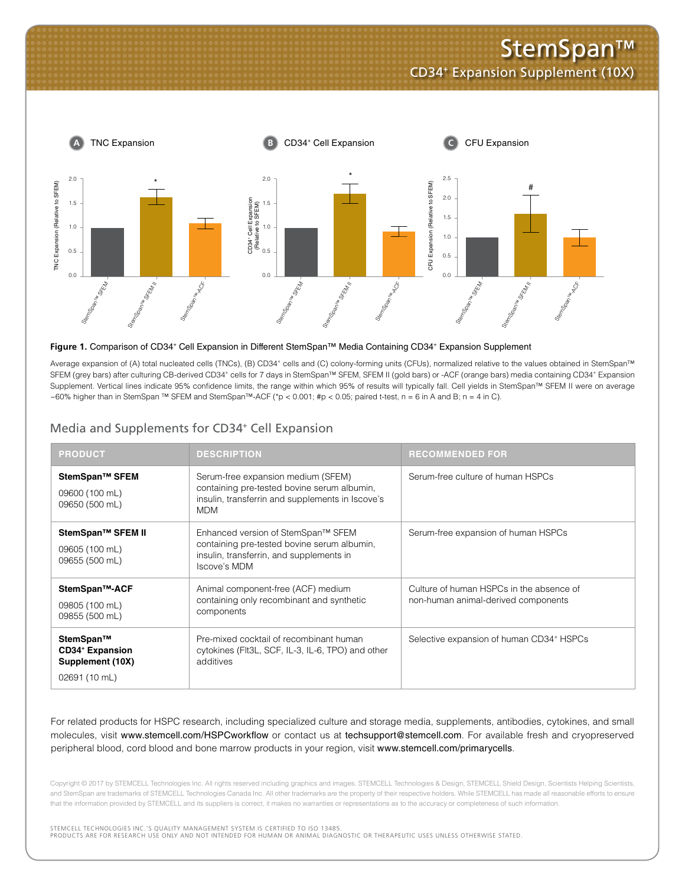A TNC Expansion

TNC Expansion (Relative to SFEM)

2.0
1.5
1.0
0.5
0.0

*

StemSpan™ SFEM
StemSpan™ SFEM II
StemSpan™-ACF

B CD34+ Cell Expansion

CD34+ Cell Expansion (Relative to SFEM)

2.0
1.5
1.0
0.5
0.0

*

StemSpan™ SFEM
StemSpan™ SFEM II
StemSpan™-ACF

C CFU Expansion

CFU Expansion (Relative to SFEM)

2.5
2.0
1.5
1.0
0.5
0.0

#

StemSpan™ SFEM
StemSpan™ SFEM II
StemSpan™-ACF

**Figure 1.** Comparison of CD34+ Cell Expansion in Different StemSpan™ Media Containing CD34+ Expansion Supplement

Average expansion of (A) total nucleated cells (TNCs), (B) CD34+ cells and (C) colony-forming units (CFUs), normalized relative to the values obtained in StemSpan™ SFEM (grey bars) after culturing CB-derived CD34+ cells for 7 days in StemSpan™ SFEM, SFEM II (gold bars) or -ACF (orange bars) media containing CD34+ Expansion Supplement. Vertical lines indicate 95% confidence limits, the range within which 95% of results will typically fall. Cell yields in StemSpan™ SFEM II were on average ~60% higher than in StemSpan ™ SFEM and StemSpan™-ACF (*$p < 0.001$; #$p < 0.05$; paired t-test, n = 6 in A and B; n = 4 in C).

## Media and Supplements for CD34+ Cell Expansion

| PRODUCT | DESCRIPTION | RECOMMENDED FOR |
|---|---|---|
| **StemSpan™ SFEM**<br>09600 (100 mL)<br>09650 (500 mL) | Serum-free expansion medium (SFEM) containing pre-tested bovine serum albumin, insulin, transferrin and supplements in Iscove's MDM | Serum-free culture of human HSPCs |
| **StemSpan™ SFEM II**<br>09605 (100 mL)<br>09655 (500 mL) | Enhanced version of StemSpan™ SFEM containing pre-tested bovine serum albumin, insulin, transferrin, and supplements in Iscove's MDM | Serum-free expansion of human HSPCs |
| **StemSpan™-ACF**<br>09805 (100 mL)<br>09855 (500 mL) | Animal component-free (ACF) medium containing only recombinant and synthetic components | Culture of human HSPCs in the absence of non-human animal-derived components |
| **StemSpan™ CD34+ Expansion Supplement (10X)**<br>02691 (10 mL) | Pre-mixed cocktail of recombinant human cytokines (Flt3L, SCF, IL-3, IL-6, TPO) and other additives | Selective expansion of human CD34+ HSPCs |

For related products for HSPC research, including specialized culture and storage media, supplements, antibodies, cytokines, and small molecules, visit www.stemcell.com/HSPCworkflow or contact us at techsupport@stemcell.com. For available fresh and cryopreserved peripheral blood, cord blood and bone marrow products in your region, visit www.stemcell.com/primarycells.

Copyright © 2017 by STEMCELL Technologies Inc. All rights reserved including graphics and images. STEMCELL Technologies & Design, STEMCELL Shield Design, Scientists Helping Scientists, and StemSpan are trademarks of STEMCELL Technologies Canada Inc. All other trademarks are the property of their respective holders. While STEMCELL has made all reasonable efforts to ensure that the information provided by STEMCELL and its suppliers is correct, it makes no warranties or representations as to the accuracy or completeness of such information.

STEMCELL TECHNOLOGIES INC.'S QUALITY MANAGEMENT SYSTEM IS CERTIFIED TO ISO 13485.
PRODUCTS ARE FOR RESEARCH USE ONLY AND NOT INTENDED FOR HUMAN OR ANIMAL DIAGNOSTIC OR THERAPEUTIC USES UNLESS OTHERWISE STATED.